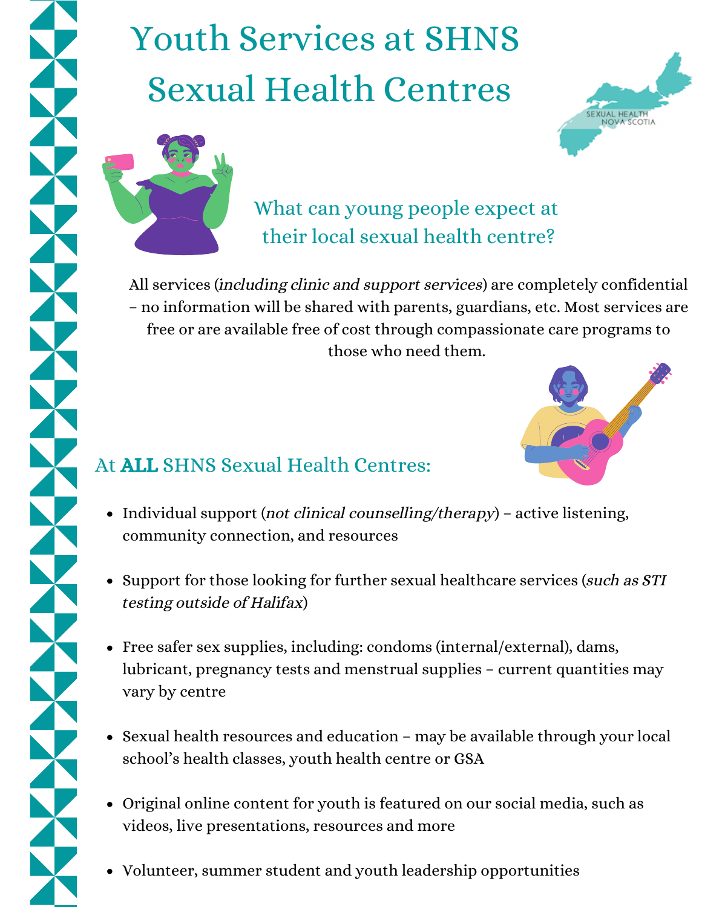# Youth Services at SHNS Sexual Health Centres

SEXUAL HEALTH NOVA SCOTIA

## What can young people expect at their local sexual health centre?

All services (*including clinic and support services*) are completely confidential – no information will be shared with parents, guardians, etc. Most services are free or are available free of cost through compassionate care programs to those who need them.

## At **ALL** SHNS Sexual Health Centres:

- Individual support (*not clinical counselling/therapy*) – active listening, community connection, and resources
- Support for those looking for further sexual healthcare services (*such as STI testing outside of Halifax*)
- Free safer sex supplies, including: condoms (internal/external), dams, lubricant, pregnancy tests and menstrual supplies – current quantities may vary by centre
- Sexual health resources and education – may be available through your local school's health classes, youth health centre or GSA
- Original online content for youth is featured on our social media, such as videos, live presentations, resources and more
- Volunteer, summer student and youth leadership opportunities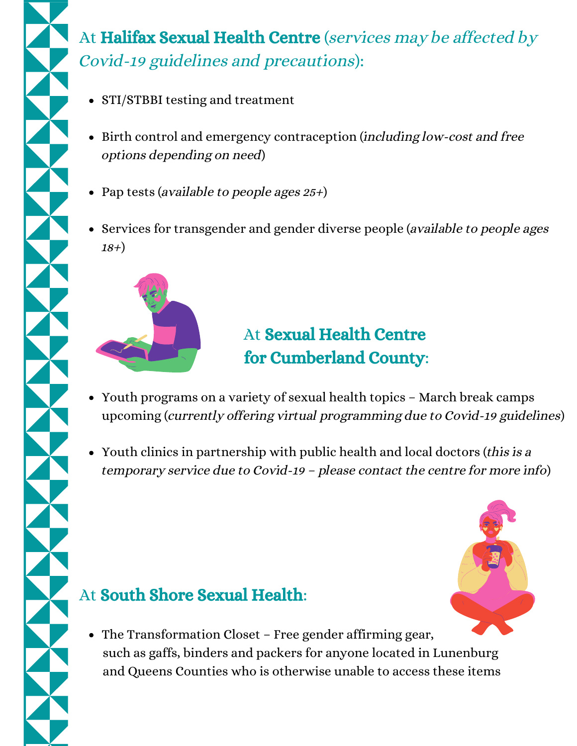## At **Halifax Sexual Health Centre** (*services may be affected by Covid-19 guidelines and precautions*):

- STI/STBBI testing and treatment
- Birth control and emergency contraception (*including low-cost and free options depending on need*)
- Pap tests (*available to people ages 25+*)
- Services for transgender and gender diverse people (*available to people ages 18+*)

## At **Sexual Health Centre for Cumberland County**:

- Youth programs on a variety of sexual health topics – March break camps upcoming (*currently offering virtual programming due to Covid-19 guidelines*)
- Youth clinics in partnership with public health and local doctors (*this is a temporary service due to Covid-19 – please contact the centre for more info*)

## At **South Shore Sexual Health**:

- The Transformation Closet – Free gender affirming gear, such as gaffs, binders and packers for anyone located in Lunenburg and Queens Counties who is otherwise unable to access these items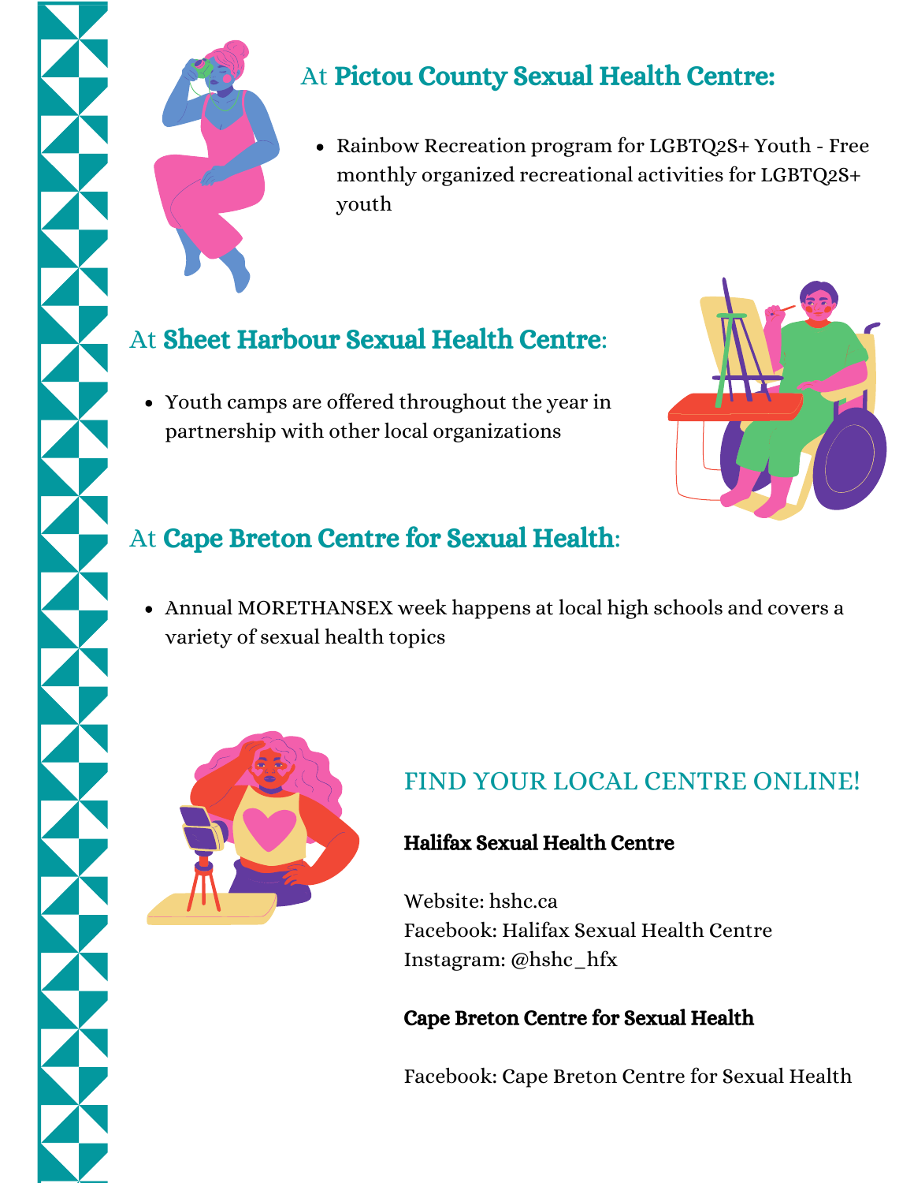## At **Pictou County Sexual Health Centre:**

- Rainbow Recreation program for LGBTQ2S+ Youth - Free monthly organized recreational activities for LGBTQ2S+ youth

## At **Sheet Harbour Sexual Health Centre**:

- Youth camps are offered throughout the year in partnership with other local organizations

## At **Cape Breton Centre for Sexual Health**:

- Annual MORETHANSEX week happens at local high schools and covers a variety of sexual health topics

## FIND YOUR LOCAL CENTRE ONLINE!

**Halifax Sexual Health Centre**

Website: hshc.ca
Facebook: Halifax Sexual Health Centre
Instagram: @hshc_hfx

**Cape Breton Centre for Sexual Health**

Facebook: Cape Breton Centre for Sexual Health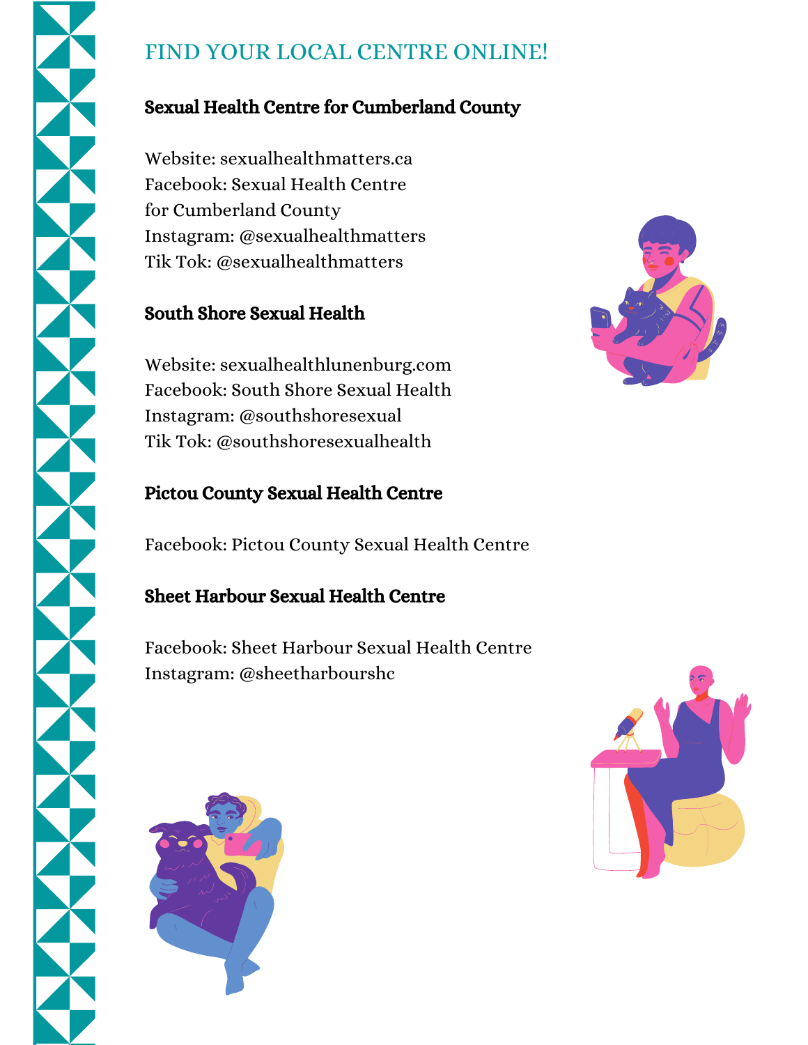# FIND YOUR LOCAL CENTRE ONLINE!

**Sexual Health Centre for Cumberland County**

Website: sexualhealthmatters.ca
Facebook: Sexual Health Centre for Cumberland County
Instagram: @sexualhealthmatters
Tik Tok: @sexualhealthmatters

**South Shore Sexual Health**

Website: sexualhealthlunenburg.com
Facebook: South Shore Sexual Health
Instagram: @southshoresexual
Tik Tok: @southshoresexualhealth

**Pictou County Sexual Health Centre**

Facebook: Pictou County Sexual Health Centre

**Sheet Harbour Sexual Health Centre**

Facebook: Sheet Harbour Sexual Health Centre
Instagram: @sheetharbourshc